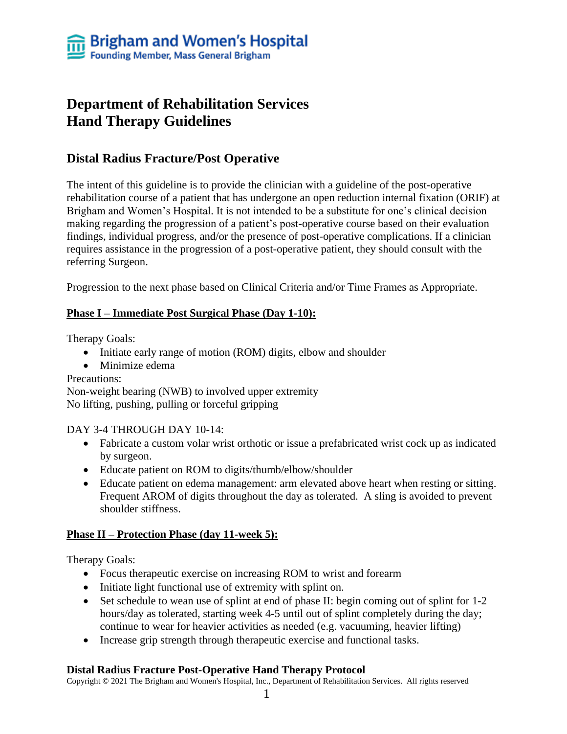Brigham and Women's Hospital
Founding Member, Mass General Brigham

# Department of Rehabilitation Services
# Hand Therapy Guidelines

## Distal Radius Fracture/Post Operative

The intent of this guideline is to provide the clinician with a guideline of the post-operative rehabilitation course of a patient that has undergone an open reduction internal fixation (ORIF) at Brigham and Women's Hospital. It is not intended to be a substitute for one's clinical decision making regarding the progression of a patient's post-operative course based on their evaluation findings, individual progress, and/or the presence of post-operative complications. If a clinician requires assistance in the progression of a post-operative patient, they should consult with the referring Surgeon.

Progression to the next phase based on Clinical Criteria and/or Time Frames as Appropriate.

### Phase I – Immediate Post Surgical Phase (Day 1-10):

Therapy Goals:

- Initiate early range of motion (ROM) digits, elbow and shoulder
- Minimize edema

Precautions:
Non-weight bearing (NWB) to involved upper extremity
No lifting, pushing, pulling or forceful gripping

DAY 3-4 THROUGH DAY 10-14:

- Fabricate a custom volar wrist orthotic or issue a prefabricated wrist cock up as indicated by surgeon.
- Educate patient on ROM to digits/thumb/elbow/shoulder
- Educate patient on edema management: arm elevated above heart when resting or sitting. Frequent AROM of digits throughout the day as tolerated. A sling is avoided to prevent shoulder stiffness.

### Phase II – Protection Phase (day 11-week 5):

Therapy Goals:

- Focus therapeutic exercise on increasing ROM to wrist and forearm
- Initiate light functional use of extremity with splint on.
- Set schedule to wean use of splint at end of phase II: begin coming out of splint for 1-2 hours/day as tolerated, starting week 4-5 until out of splint completely during the day; continue to wear for heavier activities as needed (e.g. vacuuming, heavier lifting)
- Increase grip strength through therapeutic exercise and functional tasks.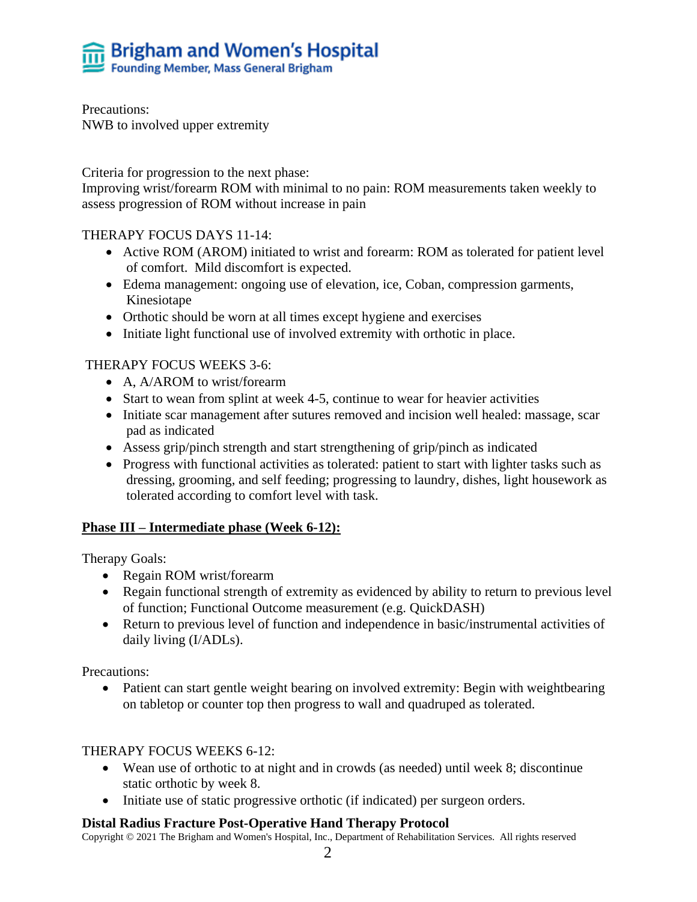Precautions:
NWB to involved upper extremity

Criteria for progression to the next phase:
Improving wrist/forearm ROM with minimal to no pain: ROM measurements taken weekly to assess progression of ROM without increase in pain

THERAPY FOCUS DAYS 11-14:

- Active ROM (AROM) initiated to wrist and forearm: ROM as tolerated for patient level of comfort. Mild discomfort is expected.
- Edema management: ongoing use of elevation, ice, Coban, compression garments, Kinesiotape
- Orthotic should be worn at all times except hygiene and exercises
- Initiate light functional use of involved extremity with orthotic in place.

THERAPY FOCUS WEEKS 3-6:

- A, A/AROM to wrist/forearm
- Start to wean from splint at week 4-5, continue to wear for heavier activities
- Initiate scar management after sutures removed and incision well healed: massage, scar pad as indicated
- Assess grip/pinch strength and start strengthening of grip/pinch as indicated
- Progress with functional activities as tolerated: patient to start with lighter tasks such as dressing, grooming, and self feeding; progressing to laundry, dishes, light housework as tolerated according to comfort level with task.

## Phase III – Intermediate phase (Week 6-12):

Therapy Goals:

- Regain ROM wrist/forearm
- Regain functional strength of extremity as evidenced by ability to return to previous level of function; Functional Outcome measurement (e.g. QuickDASH)
- Return to previous level of function and independence in basic/instrumental activities of daily living (I/ADLs).

Precautions:

- Patient can start gentle weight bearing on involved extremity: Begin with weightbearing on tabletop or counter top then progress to wall and quadruped as tolerated.

THERAPY FOCUS WEEKS 6-12:

- Wean use of orthotic to at night and in crowds (as needed) until week 8; discontinue static orthotic by week 8.
- Initiate use of static progressive orthotic (if indicated) per surgeon orders.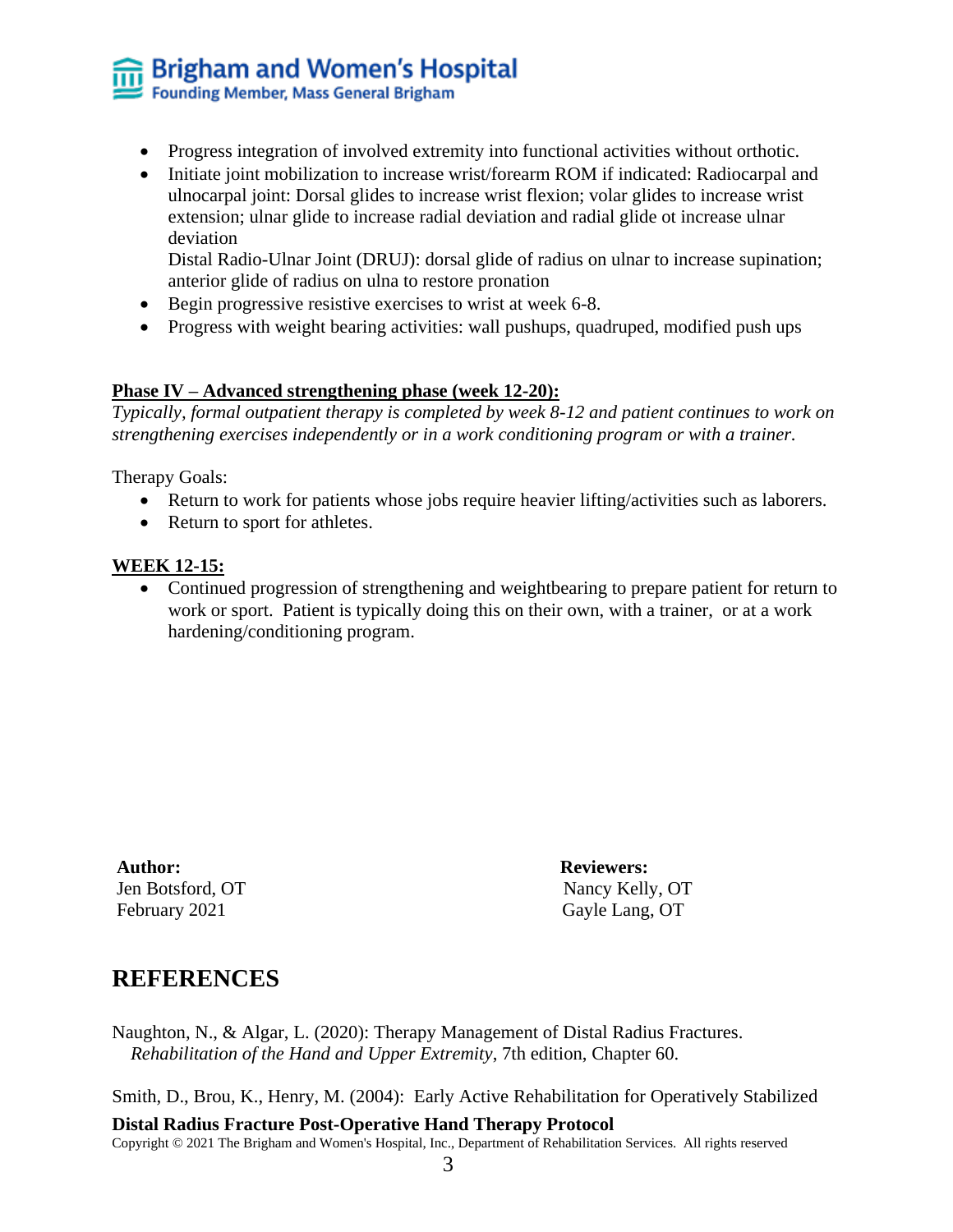- Progress integration of involved extremity into functional activities without orthotic.
- Initiate joint mobilization to increase wrist/forearm ROM if indicated: Radiocarpal and ulnocarpal joint: Dorsal glides to increase wrist flexion; volar glides to increase wrist extension; ulnar glide to increase radial deviation and radial glide ot increase ulnar deviation
  Distal Radio-Ulnar Joint (DRUJ): dorsal glide of radius on ulnar to increase supination; anterior glide of radius on ulna to restore pronation
- Begin progressive resistive exercises to wrist at week 6-8.
- Progress with weight bearing activities: wall pushups, quadruped, modified push ups

**<u>Phase IV – Advanced strengthening phase (week 12-20):</u>**

*Typically, formal outpatient therapy is completed by week 8-12 and patient continues to work on strengthening exercises independently or in a work conditioning program or with a trainer.*

Therapy Goals:

- Return to work for patients whose jobs require heavier lifting/activities such as laborers.
- Return to sport for athletes.

**<u>WEEK 12-15:</u>**

- Continued progression of strengthening and weightbearing to prepare patient for return to work or sport. Patient is typically doing this on their own, with a trainer, or at a work hardening/conditioning program.

**Author:**
Jen Botsford, OT
February 2021

**Reviewers:**
Nancy Kelly, OT
Gayle Lang, OT

## REFERENCES

Naughton, N., & Algar, L. (2020): Therapy Management of Distal Radius Fractures. *Rehabilitation of the Hand and Upper Extremity*, 7th edition, Chapter 60.

Smith, D., Brou, K., Henry, M. (2004): Early Active Rehabilitation for Operatively Stabilized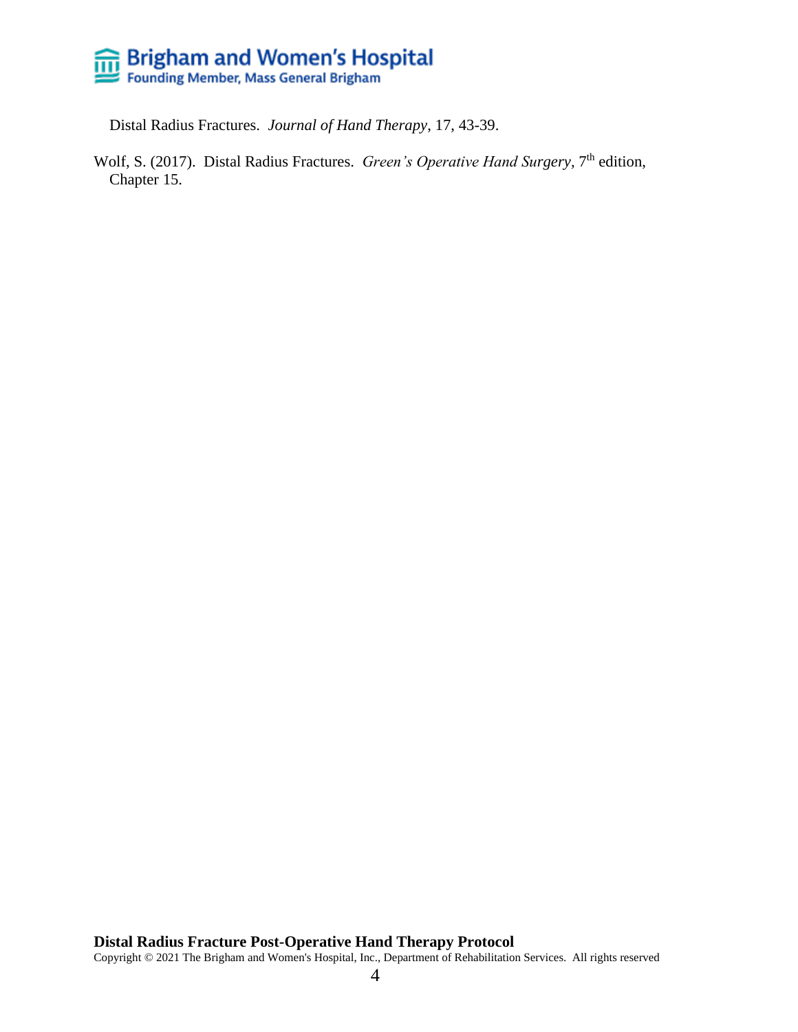Distal Radius Fractures. *Journal of Hand Therapy*, 17, 43-39.

Wolf, S. (2017). Distal Radius Fractures. *Green's Operative Hand Surgery*, 7th edition, Chapter 15.